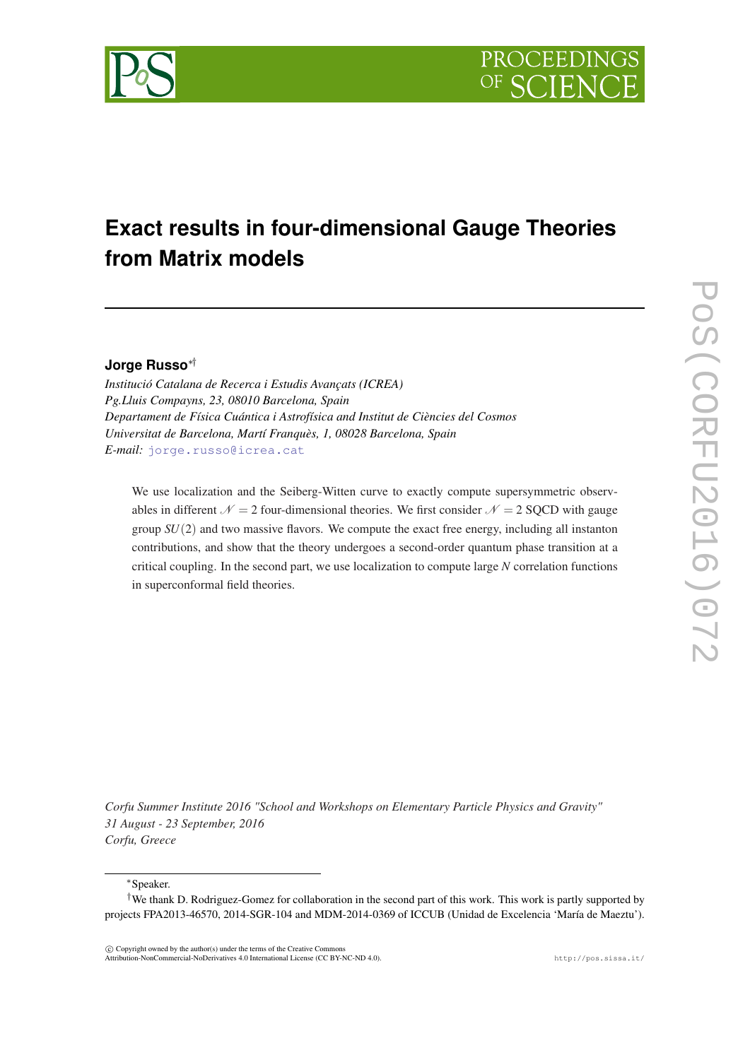# Exact results in four-dimensional Gauge Theories from Matrix models

**Jorge Russo**[*†]

*Institució Catalana de Recerca i Estudis Avançats (ICREA)*
*Pg.Lluis Compayns, 23, 08010 Barcelona, Spain*
*Departament de Física Cuántica i Astrofísica and Institut de Ciències del Cosmos*
*Universitat de Barcelona, Martí Franquès, 1, 08028 Barcelona, Spain*
*E-mail:* jorge.russo@icrea.cat

We use localization and the Seiberg-Witten curve to exactly compute supersymmetric observables in different $\mathcal{N} = 2$ four-dimensional theories. We first consider $\mathcal{N} = 2$ SQCD with gauge group $SU(2)$ and two massive flavors. We compute the exact free energy, including all instanton contributions, and show that the theory undergoes a second-order quantum phase transition at a critical coupling. In the second part, we use localization to compute large $N$ correlation functions in superconformal field theories.

*Corfu Summer Institute 2016 "School and Workshops on Elementary Particle Physics and Gravity"*
*31 August - 23 September, 2016*
*Corfu, Greece*

[*] Speaker.

[†] We thank D. Rodriguez-Gomez for collaboration in the second part of this work. This work is partly supported by projects FPA2013-46570, 2014-SGR-104 and MDM-2014-0369 of ICCUB (Unidad de Excelencia 'María de Maeztu').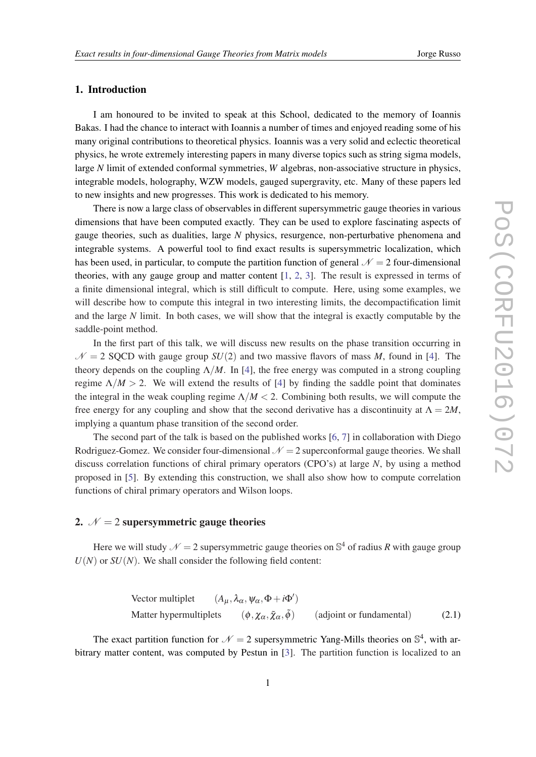## 1. Introduction

I am honoured to be invited to speak at this School, dedicated to the memory of Ioannis Bakas. I had the chance to interact with Ioannis a number of times and enjoyed reading some of his many original contributions to theoretical physics. Ioannis was a very solid and eclectic theoretical physics, he wrote extremely interesting papers in many diverse topics such as string sigma models, large *N* limit of extended conformal symmetries, *W* algebras, non-associative structure in physics, integrable models, holography, WZW models, gauged supergravity, etc. Many of these papers led to new insights and new progresses. This work is dedicated to his memory.

There is now a large class of observables in different supersymmetric gauge theories in various dimensions that have been computed exactly. They can be used to explore fascinating aspects of gauge theories, such as dualities, large *N* physics, resurgence, non-perturbative phenomena and integrable systems. A powerful tool to find exact results is supersymmetric localization, which has been used, in particular, to compute the partition function of general $\mathcal{N}=2$ four-dimensional theories, with any gauge group and matter content [1, 2, 3]. The result is expressed in terms of a finite dimensional integral, which is still difficult to compute. Here, using some examples, we will describe how to compute this integral in two interesting limits, the decompactification limit and the large *N* limit. In both cases, we will show that the integral is exactly computable by the saddle-point method.

In the first part of this talk, we will discuss new results on the phase transition occurring in $\mathcal{N}=2$ SQCD with gauge group $SU(2)$ and two massive flavors of mass $M$, found in [4]. The theory depends on the coupling $\Lambda/M$. In [4], the free energy was computed in a strong coupling regime $\Lambda/M > 2$. We will extend the results of [4] by finding the saddle point that dominates the integral in the weak coupling regime $\Lambda/M < 2$. Combining both results, we will compute the free energy for any coupling and show that the second derivative has a discontinuity at $\Lambda = 2M$, implying a quantum phase transition of the second order.

The second part of the talk is based on the published works [6, 7] in collaboration with Diego Rodriguez-Gomez. We consider four-dimensional $\mathcal{N}=2$ superconformal gauge theories. We shall discuss correlation functions of chiral primary operators (CPO's) at large *N*, by using a method proposed in [5]. By extending this construction, we shall also show how to compute correlation functions of chiral primary operators and Wilson loops.

## 2. $\mathcal{N}=2$ supersymmetric gauge theories

Here we will study $\mathcal{N}=2$ supersymmetric gauge theories on $\mathbb{S}^4$ of radius $R$ with gauge group $U(N)$ or $SU(N)$. We shall consider the following field content:

$$
\begin{array}{lll}
\text{Vector multiplet} & (A_\mu, \lambda_\alpha, \psi_\alpha, \Phi + i\Phi') & \\
\text{Matter hypermultiplets} & (\phi, \chi_\alpha, \tilde{\chi}_\alpha, \tilde{\phi}) & \text{(adjoint or fundamental)}
\end{array}
\tag{2.1}
$$

The exact partition function for $\mathcal{N}=2$ supersymmetric Yang-Mills theories on $\mathbb{S}^4$, with arbitrary matter content, was computed by Pestun in [3]. The partition function is localized to an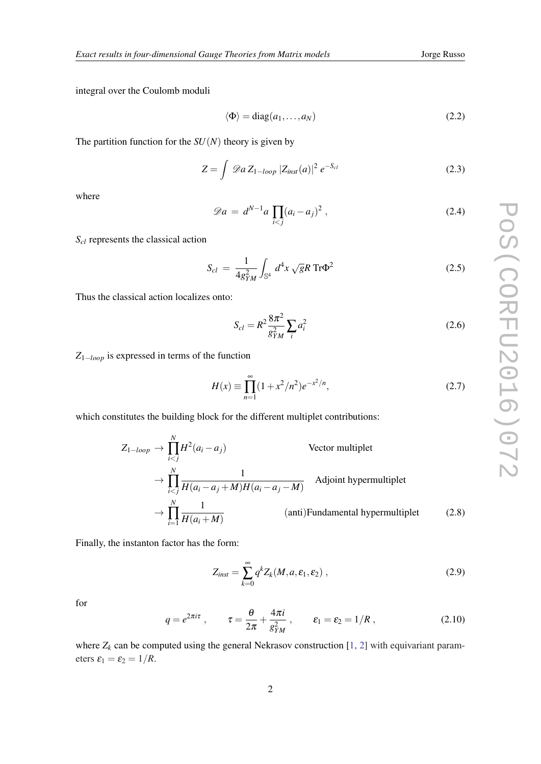integral over the Coulomb moduli

$$\langle \Phi \rangle = \mathrm{diag}(a_1, \ldots, a_N) \tag{2.2}$$

The partition function for the $SU(N)$ theory is given by

$$Z = \int \mathscr{D}a \, Z_{1-loop} \, |Z_{inst}(a)|^2 \, e^{-S_{cl}} \tag{2.3}$$

where

$$\mathscr{D}a \ = \ d^{N-1}a \prod_{i<j} (a_i - a_j)^2 \ , \tag{2.4}$$

$S_{cl}$ represents the classical action

$$S_{cl} \ = \ \frac{1}{4g_{YM}^2} \int_{\mathbb{S}^4} d^4x \, \sqrt{g} R \, \mathrm{Tr} \Phi^2 \tag{2.5}$$

Thus the classical action localizes onto:

$$S_{cl} = R^2 \frac{8\pi^2}{g_{YM}^2} \sum_i a_i^2 \tag{2.6}$$

$Z_{1-loop}$ is expressed in terms of the function

$$H(x) \equiv \prod_{n=1}^{\infty} (1 + x^2/n^2) e^{-x^2/n}, \tag{2.7}$$

which constitutes the building block for the different multiplet contributions:

$$\begin{aligned} Z_{1-loop} &\to \prod_{i<j}^{N} H^2(a_i - a_j) && \text{Vector multiplet} \\ &\to \prod_{i<j}^{N} \frac{1}{H(a_i - a_j + M) H(a_i - a_j - M)} && \text{Adjoint hypermultiplet} \\ &\to \prod_{i=1}^{N} \frac{1}{H(a_i + M)} && \text{(anti)Fundamental hypermultiplet} \end{aligned} \tag{2.8}$$

Finally, the instanton factor has the form:

$$Z_{inst} = \sum_{k=0}^{\infty} q^k Z_k(M, a, \varepsilon_1, \varepsilon_2) \ , \tag{2.9}$$

for

$$q = e^{2\pi i \tau} \ , \qquad \tau = \frac{\theta}{2\pi} + \frac{4\pi i}{g_{YM}^2} \ , \qquad \varepsilon_1 = \varepsilon_2 = 1/R \ , \tag{2.10}$$

where $Z_k$ can be computed using the general Nekrasov construction [1, 2] with equivariant parameters $\varepsilon_1 = \varepsilon_2 = 1/R$.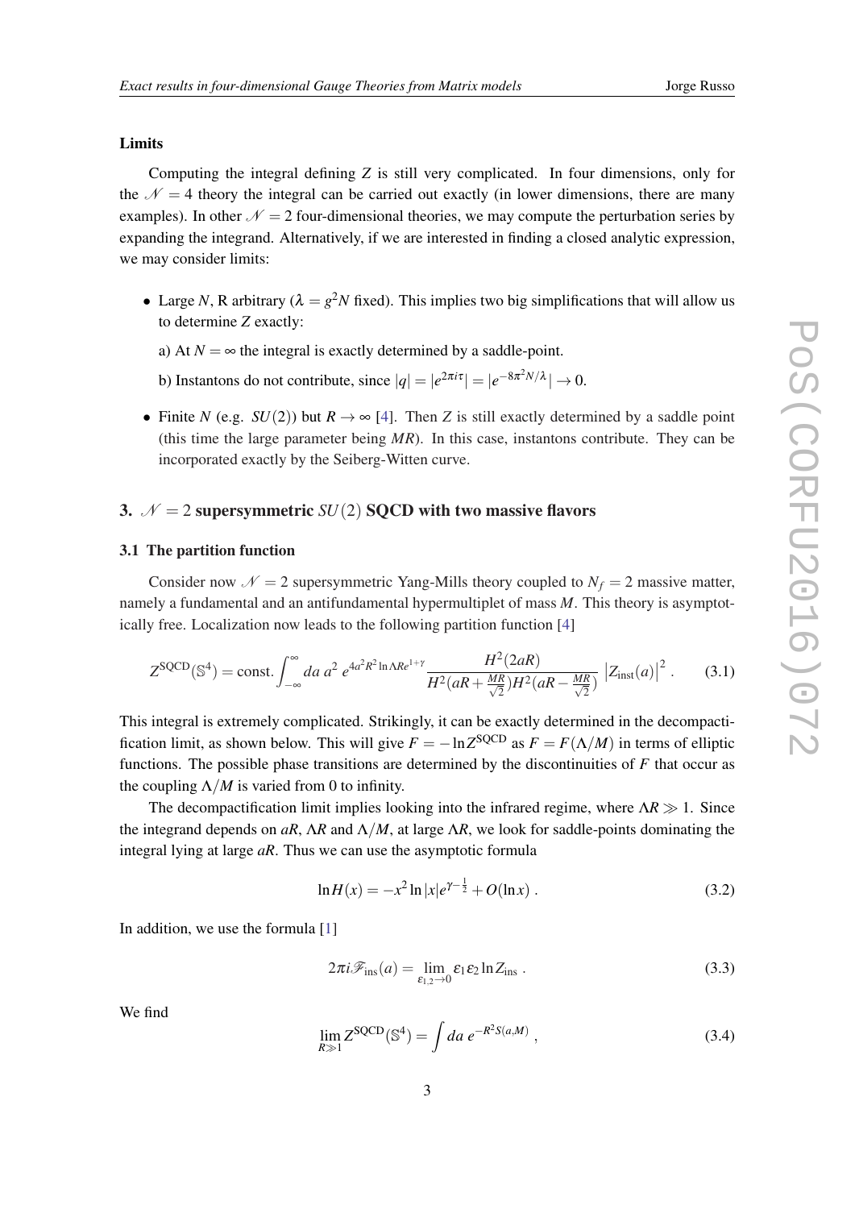#### Limits

Computing the integral defining $Z$ is still very complicated. In four dimensions, only for the $\mathcal{N}=4$ theory the integral can be carried out exactly (in lower dimensions, there are many examples). In other $\mathcal{N}=2$ four-dimensional theories, we may compute the perturbation series by expanding the integrand. Alternatively, if we are interested in finding a closed analytic expression, we may consider limits:

- Large $N$, R arbitrary ($\lambda = g^2 N$ fixed). This implies two big simplifications that will allow us to determine $Z$ exactly:

  a) At $N=\infty$ the integral is exactly determined by a saddle-point.

  b) Instantons do not contribute, since $|q| = |e^{2\pi i\tau}| = |e^{-8\pi^2 N/\lambda}| \to 0$.

- Finite $N$ (e.g. $SU(2)$) but $R\to\infty$ [4]. Then $Z$ is still exactly determined by a saddle point (this time the large parameter being $MR$). In this case, instantons contribute. They can be incorporated exactly by the Seiberg-Witten curve.

## 3. $\mathcal{N}=2$ supersymmetric $SU(2)$ SQCD with two massive flavors

### 3.1 The partition function

Consider now $\mathcal{N}=2$ supersymmetric Yang-Mills theory coupled to $N_f=2$ massive matter, namely a fundamental and an antifundamental hypermultiplet of mass $M$. This theory is asymptotically free. Localization now leads to the following partition function [4]

$$Z^{\rm SQCD}(\mathbb{S}^4) = {\rm const.} \int_{-\infty}^{\infty} da\; a^2\; e^{4a^2R^2 \ln \Lambda R e^{1+\gamma}} \frac{H^2(2aR)}{H^2(aR+\frac{MR}{\sqrt{2}})H^2(aR-\frac{MR}{\sqrt{2}})} \left|Z_{\rm inst}(a)\right|^2 . \tag{3.1}$$

This integral is extremely complicated. Strikingly, it can be exactly determined in the decompactification limit, as shown below. This will give $F=-\ln Z^{\rm SQCD}$ as $F=F(\Lambda/M)$ in terms of elliptic functions. The possible phase transitions are determined by the discontinuities of $F$ that occur as the coupling $\Lambda/M$ is varied from 0 to infinity.

The decompactification limit implies looking into the infrared regime, where $\Lambda R \gg 1$. Since the integrand depends on $aR$, $\Lambda R$ and $\Lambda/M$, at large $\Lambda R$, we look for saddle-points dominating the integral lying at large $aR$. Thus we can use the asymptotic formula

$$\ln H(x) = -x^2 \ln|x| e^{\gamma-\frac{1}{2}} + O(\ln x) . \tag{3.2}$$

In addition, we use the formula [1]

$$2\pi i \mathscr{F}_{\rm ins}(a) = \lim_{\varepsilon_{1,2}\to 0} \varepsilon_1\varepsilon_2 \ln Z_{\rm ins} . \tag{3.3}$$

We find

$$\lim_{R\gg 1} Z^{\rm SQCD}(\mathbb{S}^4) = \int da\; e^{-R^2 S(a,M)} , \tag{3.4}$$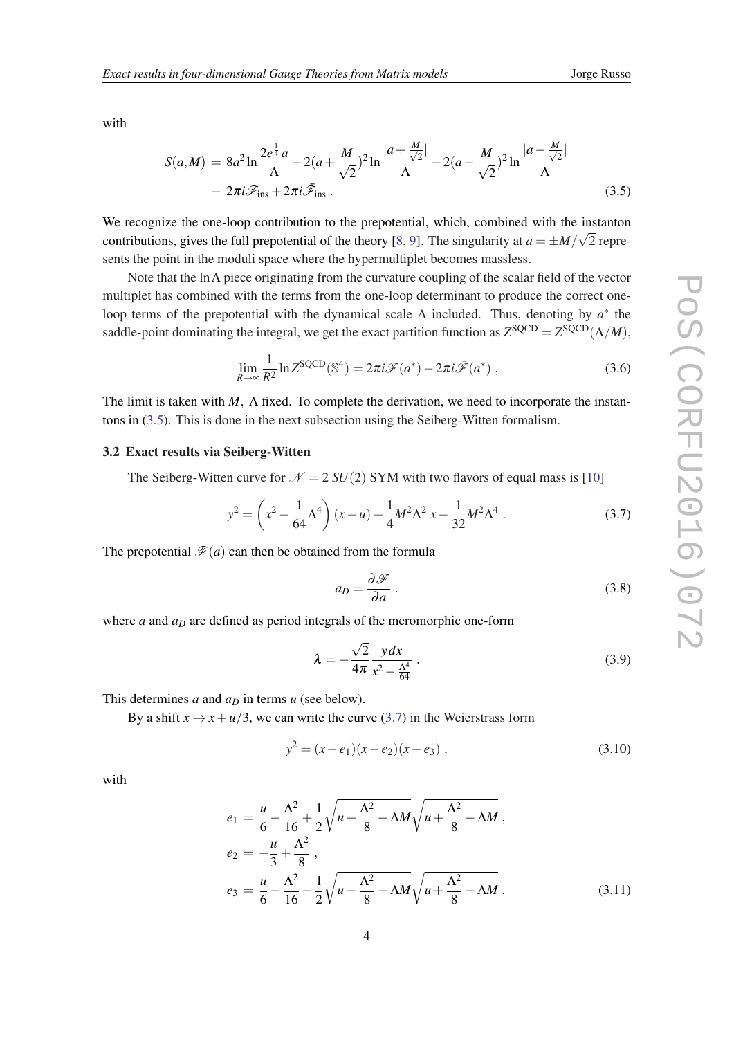with

$$
\begin{aligned}
S(a,M) \;&=\; 8a^2 \ln \frac{2e^{\frac{1}{4}}\,a}{\Lambda} - 2(a+\frac{M}{\sqrt{2}})^2 \ln \frac{|a+\frac{M}{\sqrt{2}}|}{\Lambda} - 2(a-\frac{M}{\sqrt{2}})^2 \ln \frac{|a-\frac{M}{\sqrt{2}}|}{\Lambda} \\
&-\; 2\pi i \mathscr{F}_{\rm ins} + 2\pi i \bar{\mathscr{F}}_{\rm ins} \;.
\end{aligned}
\tag{3.5}
$$

We recognize the one-loop contribution to the prepotential, which, combined with the instanton contributions, gives the full prepotential of the theory [8, 9]. The singularity at $a = \pm M/\sqrt{2}$ represents the point in the moduli space where the hypermultiplet becomes massless.

Note that the $\ln\Lambda$ piece originating from the curvature coupling of the scalar field of the vector multiplet has combined with the terms from the one-loop determinant to produce the correct one-loop terms of the prepotential with the dynamical scale $\Lambda$ included. Thus, denoting by $a^*$ the saddle-point dominating the integral, we get the exact partition function as $Z^{\rm SQCD} = Z^{\rm SQCD}(\Lambda/M)$,

$$
\lim_{R\to\infty} \frac{1}{R^2} \ln Z^{\rm SQCD}(\mathbb{S}^4) = 2\pi i \mathscr{F}(a^*) - 2\pi i \bar{\mathscr{F}}(a^*) \;,
\tag{3.6}
$$

The limit is taken with $M,\ \Lambda$ fixed. To complete the derivation, we need to incorporate the instantons in (3.5). This is done in the next subsection using the Seiberg-Witten formalism.

### 3.2 Exact results via Seiberg-Witten

The Seiberg-Witten curve for $\mathcal{N}=2$ $SU(2)$ SYM with two flavors of equal mass is [10]

$$
y^2 = \left(x^2 - \frac{1}{64}\Lambda^4\right)(x-u) + \frac{1}{4}M^2\Lambda^2\, x - \frac{1}{32}M^2\Lambda^4 \;.
\tag{3.7}
$$

The prepotential $\mathscr{F}(a)$ can then be obtained from the formula

$$
a_D = \frac{\partial \mathscr{F}}{\partial a} \;.
\tag{3.8}
$$

where $a$ and $a_D$ are defined as period integrals of the meromorphic one-form

$$
\lambda = -\frac{\sqrt{2}}{4\pi} \frac{y\,dx}{x^2 - \frac{\Lambda^4}{64}} \;.
\tag{3.9}
$$

This determines $a$ and $a_D$ in terms $u$ (see below).

By a shift $x \to x + u/3$, we can write the curve (3.7) in the Weierstrass form

$$
y^2 = (x-e_1)(x-e_2)(x-e_3) \;,
\tag{3.10}
$$

with

$$
\begin{aligned}
e_1 \;&=\; \frac{u}{6} - \frac{\Lambda^2}{16} + \frac{1}{2}\sqrt{u + \frac{\Lambda^2}{8} + \Lambda M}\sqrt{u + \frac{\Lambda^2}{8} - \Lambda M} \;, \\
e_2 \;&=\; -\frac{u}{3} + \frac{\Lambda^2}{8} \;, \\
e_3 \;&=\; \frac{u}{6} - \frac{\Lambda^2}{16} - \frac{1}{2}\sqrt{u + \frac{\Lambda^2}{8} + \Lambda M}\sqrt{u + \frac{\Lambda^2}{8} - \Lambda M} \;.
\end{aligned}
\tag{3.11}
$$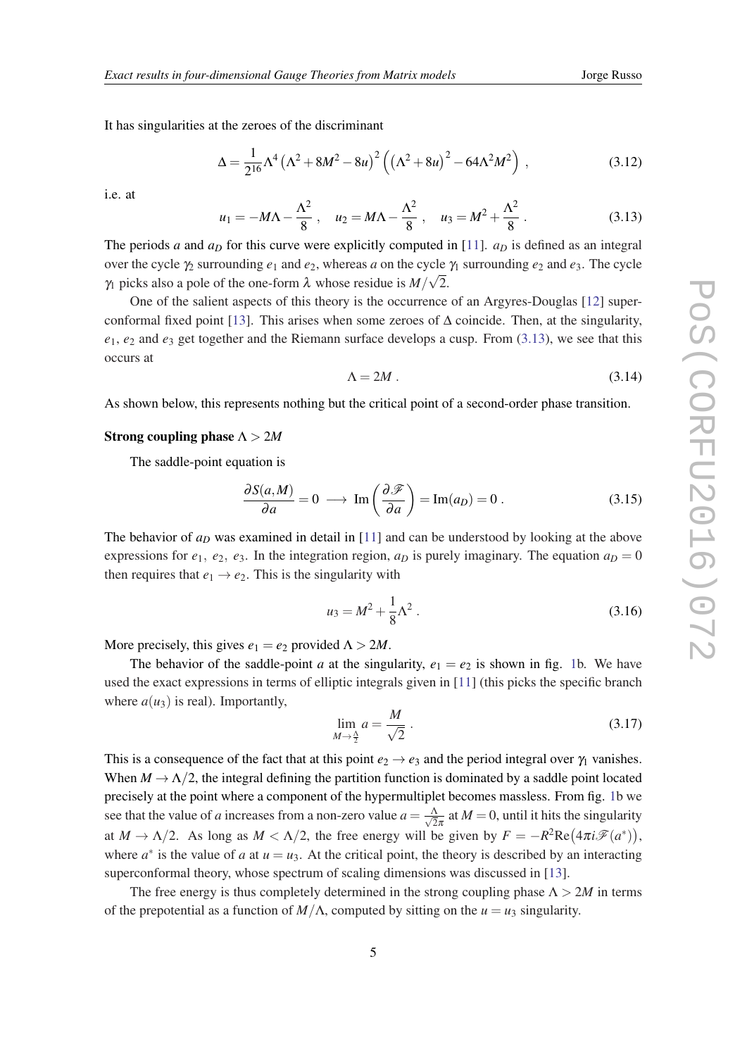It has singularities at the zeroes of the discriminant

$$\Delta = \frac{1}{2^{16}} \Lambda^4 \left(\Lambda^2 + 8M^2 - 8u\right)^2 \left(\left(\Lambda^2 + 8u\right)^2 - 64\Lambda^2 M^2\right) , \tag{3.12}$$

i.e. at

$$u_1 = -M\Lambda - \frac{\Lambda^2}{8} , \quad u_2 = M\Lambda - \frac{\Lambda^2}{8} , \quad u_3 = M^2 + \frac{\Lambda^2}{8} . \tag{3.13}$$

The periods $a$ and $a_D$ for this curve were explicitly computed in [11]. $a_D$ is defined as an integral over the cycle $\gamma_2$ surrounding $e_1$ and $e_2$, whereas $a$ on the cycle $\gamma_1$ surrounding $e_2$ and $e_3$. The cycle $\gamma_1$ picks also a pole of the one-form $\lambda$ whose residue is $M/\sqrt{2}$.

One of the salient aspects of this theory is the occurrence of an Argyres-Douglas [12] superconformal fixed point [13]. This arises when some zeroes of $\Delta$ coincide. Then, at the singularity, $e_1$, $e_2$ and $e_3$ get together and the Riemann surface develops a cusp. From (3.13), we see that this occurs at

$$\Lambda = 2M . \tag{3.14}$$

As shown below, this represents nothing but the critical point of a second-order phase transition.

**Strong coupling phase $\Lambda > 2M$**

The saddle-point equation is

$$\frac{\partial S(a,M)}{\partial a} = 0 \longrightarrow \text{Im}\left(\frac{\partial \mathscr{F}}{\partial a}\right) = \text{Im}(a_D) = 0 . \tag{3.15}$$

The behavior of $a_D$ was examined in detail in [11] and can be understood by looking at the above expressions for $e_1$, $e_2$, $e_3$. In the integration region, $a_D$ is purely imaginary. The equation $a_D = 0$ then requires that $e_1 \to e_2$. This is the singularity with

$$u_3 = M^2 + \frac{1}{8}\Lambda^2 . \tag{3.16}$$

More precisely, this gives $e_1 = e_2$ provided $\Lambda > 2M$.

The behavior of the saddle-point $a$ at the singularity, $e_1 = e_2$ is shown in fig. 1b. We have used the exact expressions in terms of elliptic integrals given in [11] (this picks the specific branch where $a(u_3)$ is real). Importantly,

$$\lim_{M \to \frac{\Lambda}{2}} a = \frac{M}{\sqrt{2}} . \tag{3.17}$$

This is a consequence of the fact that at this point $e_2 \to e_3$ and the period integral over $\gamma_1$ vanishes. When $M \to \Lambda/2$, the integral defining the partition function is dominated by a saddle point located precisely at the point where a component of the hypermultiplet becomes massless. From fig. 1b we see that the value of $a$ increases from a non-zero value $a = \frac{\Lambda}{\sqrt{2}\pi}$ at $M = 0$, until it hits the singularity at $M \to \Lambda/2$. As long as $M < \Lambda/2$, the free energy will be given by $F = -R^2 \text{Re}\big(4\pi i \mathscr{F}(a^*)\big)$, where $a^*$ is the value of $a$ at $u = u_3$. At the critical point, the theory is described by an interacting superconformal theory, whose spectrum of scaling dimensions was discussed in [13].

The free energy is thus completely determined in the strong coupling phase $\Lambda > 2M$ in terms of the prepotential as a function of $M/\Lambda$, computed by sitting on the $u = u_3$ singularity.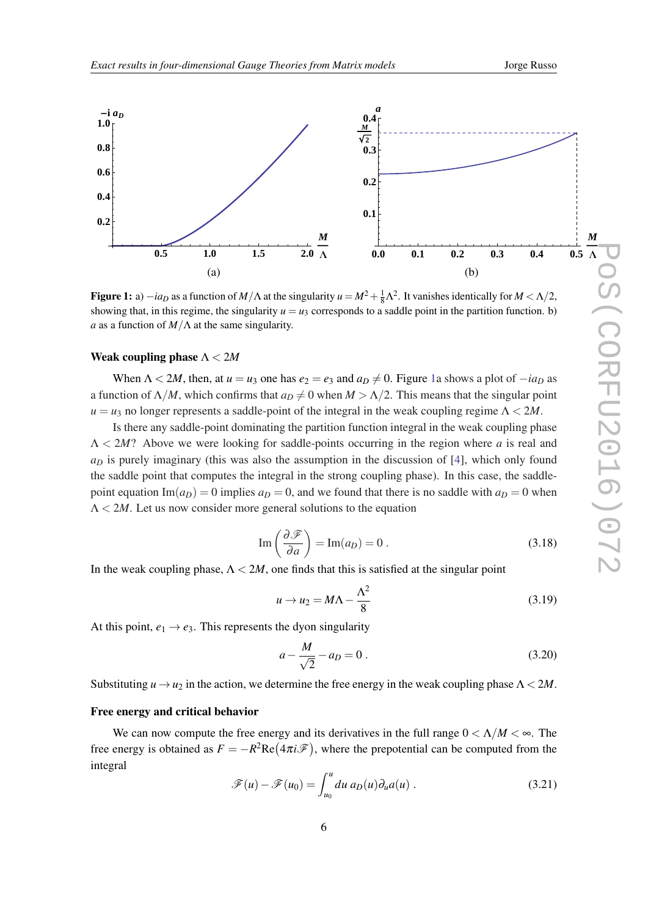**Figure 1:** a) $-ia_D$ as a function of $M/\Lambda$ at the singularity $u = M^2 + \frac{1}{8}\Lambda^2$. It vanishes identically for $M < \Lambda/2$, showing that, in this regime, the singularity $u = u_3$ corresponds to a saddle point in the partition function. b) $a$ as a function of $M/\Lambda$ at the same singularity.

### Weak coupling phase $\Lambda < 2M$

When $\Lambda < 2M$, then, at $u = u_3$ one has $e_2 = e_3$ and $a_D \neq 0$. Figure 1a shows a plot of $-ia_D$ as a function of $\Lambda/M$, which confirms that $a_D \neq 0$ when $M > \Lambda/2$. This means that the singular point $u = u_3$ no longer represents a saddle-point of the integral in the weak coupling regime $\Lambda < 2M$.

Is there any saddle-point dominating the partition function integral in the weak coupling phase $\Lambda < 2M$? Above we were looking for saddle-points occurring in the region where $a$ is real and $a_D$ is purely imaginary (this was also the assumption in the discussion of [4], which only found the saddle point that computes the integral in the strong coupling phase). In this case, the saddle-point equation $\mathrm{Im}(a_D) = 0$ implies $a_D = 0$, and we found that there is no saddle with $a_D = 0$ when $\Lambda < 2M$. Let us now consider more general solutions to the equation

$$\mathrm{Im}\left(\frac{\partial \mathscr{F}}{\partial a}\right) = \mathrm{Im}(a_D) = 0\,. \tag{3.18}$$

In the weak coupling phase, $\Lambda < 2M$, one finds that this is satisfied at the singular point

$$u \to u_2 = M\Lambda - \frac{\Lambda^2}{8} \tag{3.19}$$

At this point, $e_1 \to e_3$. This represents the dyon singularity

$$a - \frac{M}{\sqrt{2}} - a_D = 0\,. \tag{3.20}$$

Substituting $u \to u_2$ in the action, we determine the free energy in the weak coupling phase $\Lambda < 2M$.

### Free energy and critical behavior

We can now compute the free energy and its derivatives in the full range $0 < \Lambda/M < \infty$. The free energy is obtained as $F = -R^2 \mathrm{Re}\big(4\pi i \mathscr{F}\big)$, where the prepotential can be computed from the integral

$$\mathscr{F}(u) - \mathscr{F}(u_0) = \int_{u_0}^{u} du\; a_D(u)\partial_u a(u)\,. \tag{3.21}$$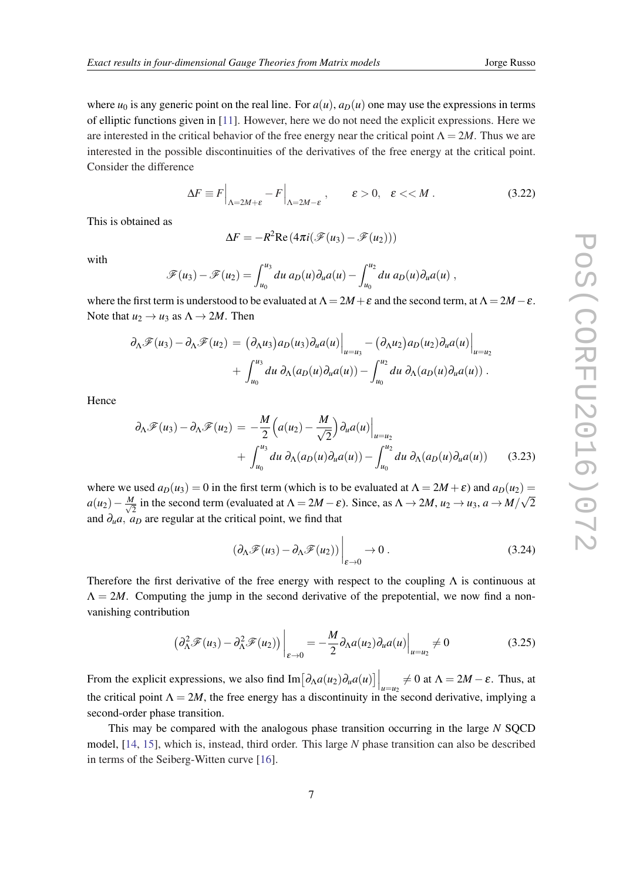where $u_0$ is any generic point on the real line. For $a(u)$, $a_D(u)$ one may use the expressions in terms of elliptic functions given in [11]. However, here we do not need the explicit expressions. Here we are interested in the critical behavior of the free energy near the critical point $\Lambda = 2M$. Thus we are interested in the possible discontinuities of the derivatives of the free energy at the critical point. Consider the difference

$$\Delta F \equiv F\Big|_{\Lambda=2M+\varepsilon} - F\Big|_{\Lambda=2M-\varepsilon} , \qquad \varepsilon > 0, \quad \varepsilon << M \,. \tag{3.22}$$

This is obtained as

$$\Delta F = -R^2 \mathrm{Re}\left(4\pi i(\mathscr{F}(u_3) - \mathscr{F}(u_2))\right)$$

with

$$\mathscr{F}(u_3) - \mathscr{F}(u_2) = \int_{u_0}^{u_3} du\; a_D(u)\partial_u a(u) - \int_{u_0}^{u_2} du\; a_D(u)\partial_u a(u) \;,$$

where the first term is understood to be evaluated at $\Lambda = 2M+\varepsilon$ and the second term, at $\Lambda = 2M-\varepsilon$. Note that $u_2 \to u_3$ as $\Lambda \to 2M$. Then

$$\begin{aligned}
\partial_\Lambda \mathscr{F}(u_3) - \partial_\Lambda \mathscr{F}(u_2) \;=\; & \left(\partial_\Lambda u_3\right) a_D(u_3)\partial_u a(u)\Big|_{u=u_3} - \left(\partial_\Lambda u_2\right) a_D(u_2)\partial_u a(u)\Big|_{u=u_2} \\
& + \int_{u_0}^{u_3} du\; \partial_\Lambda(a_D(u)\partial_u a(u)) - \int_{u_0}^{u_2} du\; \partial_\Lambda(a_D(u)\partial_u a(u)) \,.
\end{aligned}$$

Hence

$$\begin{aligned}
\partial_\Lambda \mathscr{F}(u_3) - \partial_\Lambda \mathscr{F}(u_2) \;=\; & -\frac{M}{2}\Big(a(u_2) - \frac{M}{\sqrt{2}}\Big)\partial_u a(u)\Big|_{u=u_2} \\
& + \int_{u_0}^{u_3} du\; \partial_\Lambda(a_D(u)\partial_u a(u)) - \int_{u_0}^{u_2} du\; \partial_\Lambda(a_D(u)\partial_u a(u))
\end{aligned} \tag{3.23}$$

where we used $a_D(u_3) = 0$ in the first term (which is to be evaluated at $\Lambda = 2M+\varepsilon$) and $a_D(u_2) = a(u_2) - \frac{M}{\sqrt{2}}$ in the second term (evaluated at $\Lambda = 2M-\varepsilon$). Since, as $\Lambda \to 2M$, $u_2 \to u_3$, $a \to M/\sqrt{2}$ and $\partial_u a$, $a_D$ are regular at the critical point, we find that

$$\left(\partial_\Lambda \mathscr{F}(u_3) - \partial_\Lambda \mathscr{F}(u_2)\right)\Big|_{\varepsilon \to 0} \to 0 \,. \tag{3.24}$$

Therefore the first derivative of the free energy with respect to the coupling $\Lambda$ is continuous at $\Lambda = 2M$. Computing the jump in the second derivative of the prepotential, we now find a non-vanishing contribution

$$\left(\partial_\Lambda^2 \mathscr{F}(u_3) - \partial_\Lambda^2 \mathscr{F}(u_2)\right)\Big|_{\varepsilon \to 0} = -\frac{M}{2}\partial_\Lambda a(u_2)\partial_u a(u)\Big|_{u=u_2} \neq 0 \tag{3.25}$$

From the explicit expressions, we also find $\mathrm{Im}\left[\partial_\Lambda a(u_2)\partial_u a(u)\right]\Big|_{u=u_2} \neq 0$ at $\Lambda = 2M-\varepsilon$. Thus, at the critical point $\Lambda = 2M$, the free energy has a discontinuity in the second derivative, implying a second-order phase transition.

This may be compared with the analogous phase transition occurring in the large $N$ SQCD model, [14, 15], which is, instead, third order. This large $N$ phase transition can also be described in terms of the Seiberg-Witten curve [16].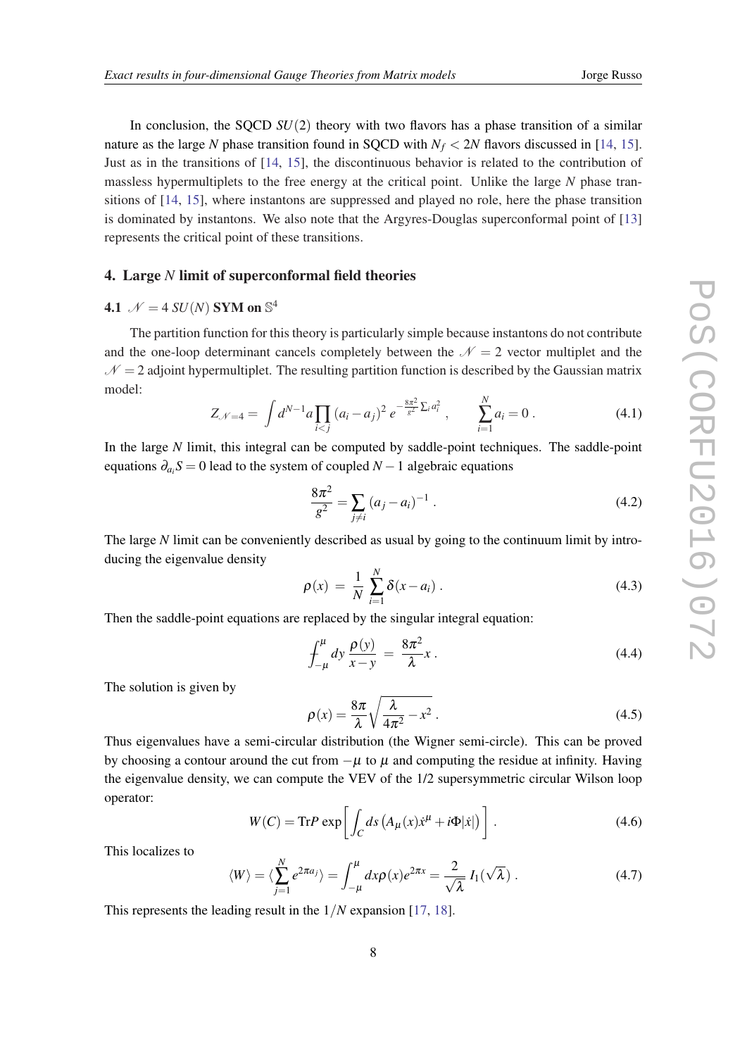In conclusion, the SQCD $SU(2)$ theory with two flavors has a phase transition of a similar nature as the large $N$ phase transition found in SQCD with $N_f < 2N$ flavors discussed in [14, 15]. Just as in the transitions of [14, 15], the discontinuous behavior is related to the contribution of massless hypermultiplets to the free energy at the critical point. Unlike the large $N$ phase transitions of [14, 15], where instantons are suppressed and played no role, here the phase transition is dominated by instantons. We also note that the Argyres-Douglas superconformal point of [13] represents the critical point of these transitions.

## 4. Large $N$ limit of superconformal field theories

### 4.1 $\mathcal{N} = 4$ $SU(N)$ SYM on $\mathbb{S}^4$

The partition function for this theory is particularly simple because instantons do not contribute and the one-loop determinant cancels completely between the $\mathcal{N} = 2$ vector multiplet and the $\mathcal{N} = 2$ adjoint hypermultiplet. The resulting partition function is described by the Gaussian matrix model:

$$Z_{\mathcal{N}=4} = \int d^{N-1}a \prod_{i<j} (a_i - a_j)^2 \, e^{-\frac{8\pi^2}{g^2}\sum_i a_i^2} \,, \qquad \sum_{i=1}^{N} a_i = 0 \,. \tag{4.1}$$

In the large $N$ limit, this integral can be computed by saddle-point techniques. The saddle-point equations $\partial_{a_i} S = 0$ lead to the system of coupled $N-1$ algebraic equations

$$\frac{8\pi^2}{g^2} = \sum_{j \neq i} (a_j - a_i)^{-1} \,. \tag{4.2}$$

The large $N$ limit can be conveniently described as usual by going to the continuum limit by introducing the eigenvalue density

$$\rho(x) \; = \; \frac{1}{N} \sum_{i=1}^{N} \delta(x - a_i) \,. \tag{4.3}$$

Then the saddle-point equations are replaced by the singular integral equation:

$$\fint_{-\mu}^{\mu} dy \, \frac{\rho(y)}{x - y} \; = \; \frac{8\pi^2}{\lambda} x \,. \tag{4.4}$$

The solution is given by

$$\rho(x) = \frac{8\pi}{\lambda} \sqrt{\frac{\lambda}{4\pi^2} - x^2} \,. \tag{4.5}$$

Thus eigenvalues have a semi-circular distribution (the Wigner semi-circle). This can be proved by choosing a contour around the cut from $-\mu$ to $\mu$ and computing the residue at infinity. Having the eigenvalue density, we can compute the VEV of the 1/2 supersymmetric circular Wilson loop operator:

$$W(C) = \mathrm{Tr} P \exp\left[ \int_C ds \left( A_\mu(x) \dot{x}^\mu + i\Phi |\dot{x}| \right) \right] \,. \tag{4.6}$$

This localizes to

$$\langle W \rangle = \langle \sum_{j=1}^{N} e^{2\pi a_j} \rangle = \int_{-\mu}^{\mu} dx \rho(x) e^{2\pi x} = \frac{2}{\sqrt{\lambda}} \, I_1(\sqrt{\lambda}) \,. \tag{4.7}$$

This represents the leading result in the $1/N$ expansion [17, 18].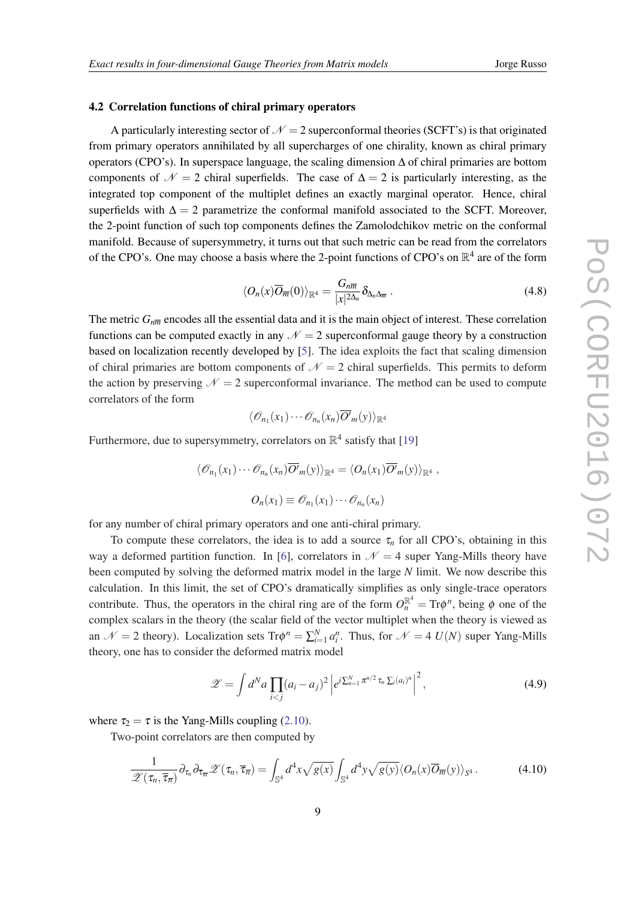### 4.2 Correlation functions of chiral primary operators

A particularly interesting sector of $\mathcal{N}=2$ superconformal theories (SCFT's) is that originated from primary operators annihilated by all supercharges of one chirality, known as chiral primary operators (CPO's). In superspace language, the scaling dimension $\Delta$ of chiral primaries are bottom components of $\mathcal{N}=2$ chiral superfields. The case of $\Delta=2$ is particularly interesting, as the integrated top component of the multiplet defines an exactly marginal operator. Hence, chiral superfields with $\Delta=2$ parametrize the conformal manifold associated to the SCFT. Moreover, the 2-point function of such top components defines the Zamolodchikov metric on the conformal manifold. Because of supersymmetry, it turns out that such metric can be read from the correlators of the CPO's. One may choose a basis where the 2-point functions of CPO's on $\mathbb{R}^4$ are of the form

$$\langle O_n(x)\overline{O}_{\overline{m}}(0)\rangle_{\mathbb{R}^4} = \frac{G_{n\overline{m}}}{|x|^{2\Delta_n}}\delta_{\Delta_n\Delta_{\overline{m}}} \,. \tag{4.8}$$

The metric $G_{n\overline{m}}$ encodes all the essential data and it is the main object of interest. These correlation functions can be computed exactly in any $\mathcal{N}=2$ superconformal gauge theory by a construction based on localization recently developed by [5]. The idea exploits the fact that scaling dimension of chiral primaries are bottom components of $\mathcal{N}=2$ chiral superfields. This permits to deform the action by preserving $\mathcal{N}=2$ superconformal invariance. The method can be used to compute correlators of the form

$$\langle \mathscr{O}_{n_1}(x_1)\cdots\mathscr{O}_{n_n}(x_n)\overline{O'}_m(y)\rangle_{\mathbb{R}^4}$$

Furthermore, due to supersymmetry, correlators on $\mathbb{R}^4$ satisfy that [19]

$$\langle \mathscr{O}_{n_1}(x_1)\cdots\mathscr{O}_{n_n}(x_n)\overline{O'}_m(y)\rangle_{\mathbb{R}^4} = \langle O_n(x_1)\overline{O'}_m(y)\rangle_{\mathbb{R}^4} \,,$$

$$O_n(x_1) \equiv \mathscr{O}_{n_1}(x_1)\cdots\mathscr{O}_{n_n}(x_n)$$

for any number of chiral primary operators and one anti-chiral primary.

To compute these correlators, the idea is to add a source $\tau_n$ for all CPO's, obtaining in this way a deformed partition function. In [6], correlators in $\mathcal{N}=4$ super Yang-Mills theory have been computed by solving the deformed matrix model in the large $N$ limit. We now describe this calculation. In this limit, the set of CPO's dramatically simplifies as only single-trace operators contribute. Thus, the operators in the chiral ring are of the form $O_n^{\mathbb{R}^4} = \mathrm{Tr}\phi^n$, being $\phi$ one of the complex scalars in the theory (the scalar field of the vector multiplet when the theory is viewed as an $\mathcal{N}=2$ theory). Localization sets $\mathrm{Tr}\phi^n = \sum_{i=1}^N a_i^n$. Thus, for $\mathcal{N}=4$ $U(N)$ super Yang-Mills theory, one has to consider the deformed matrix model

$$\mathscr{Z} = \int d^N a \prod_{i<j}(a_i-a_j)^2 \left| e^{i\sum_{n=1}^N \pi^{n/2}\,\tau_n \sum_i (a_i)^n}\right|^2, \tag{4.9}$$

where $\tau_2=\tau$ is the Yang-Mills coupling (2.10).

Two-point correlators are then computed by

$$\frac{1}{\mathscr{Z}(\tau_n,\overline{\tau}_{\overline{n}})}\partial_{\tau_n}\partial_{\overline{\tau}_{\overline{m}}}\mathscr{Z}(\tau_n,\overline{\tau}_{\overline{n}}) = \int_{\mathbb{S}^4} d^4x\sqrt{g(x)}\int_{\mathbb{S}^4} d^4y\sqrt{g(y)}\langle O_n(x)\overline{O}_{\overline{m}}(y)\rangle_{S^4} \,. \tag{4.10}$$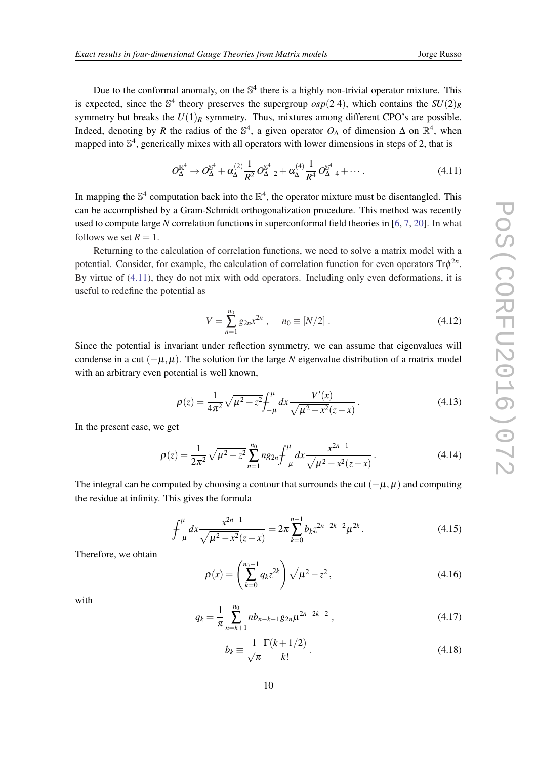Due to the conformal anomaly, on the $\mathbb{S}^4$ there is a highly non-trivial operator mixture. This is expected, since the $\mathbb{S}^4$ theory preserves the supergroup $osp(2|4)$, which contains the $SU(2)_R$ symmetry but breaks the $U(1)_R$ symmetry. Thus, mixtures among different CPO's are possible. Indeed, denoting by $R$ the radius of the $\mathbb{S}^4$, a given operator $O_\Delta$ of dimension $\Delta$ on $\mathbb{R}^4$, when mapped into $\mathbb{S}^4$, generically mixes with all operators with lower dimensions in steps of 2, that is

$$O_\Delta^{\mathbb{R}^4} \to O_\Delta^{\mathbb{S}^4} + \alpha_\Delta^{(2)} \frac{1}{R^2} O_{\Delta-2}^{\mathbb{S}^4} + \alpha_\Delta^{(4)} \frac{1}{R^4} O_{\Delta-4}^{\mathbb{S}^4} + \cdots . \tag{4.11}$$

In mapping the $\mathbb{S}^4$ computation back into the $\mathbb{R}^4$, the operator mixture must be disentangled. This can be accomplished by a Gram-Schmidt orthogonalization procedure. This method was recently used to compute large $N$ correlation functions in superconformal field theories in [6, 7, 20]. In what follows we set $R = 1$.

Returning to the calculation of correlation functions, we need to solve a matrix model with a potential. Consider, for example, the calculation of correlation function for even operators $\mathrm{Tr}\phi^{2n}$. By virtue of (4.11), they do not mix with odd operators. Including only even deformations, it is useful to redefine the potential as

$$V = \sum_{n=1}^{n_0} g_{2n} x^{2n} , \quad n_0 \equiv [N/2] . \tag{4.12}$$

Since the potential is invariant under reflection symmetry, we can assume that eigenvalues will condense in a cut $(-\mu, \mu)$. The solution for the large $N$ eigenvalue distribution of a matrix model with an arbitrary even potential is well known,

$$\rho(z) = \frac{1}{4\pi^2} \sqrt{\mu^2 - z^2} \fint_{-\mu}^{\mu} dx \frac{V'(x)}{\sqrt{\mu^2 - x^2}(z - x)} . \tag{4.13}$$

In the present case, we get

$$\rho(z) = \frac{1}{2\pi^2} \sqrt{\mu^2 - z^2} \sum_{n=1}^{n_0} n g_{2n} \fint_{-\mu}^{\mu} dx \frac{x^{2n-1}}{\sqrt{\mu^2 - x^2}(z - x)} . \tag{4.14}$$

The integral can be computed by choosing a contour that surrounds the cut $(-\mu, \mu)$ and computing the residue at infinity. This gives the formula

$$\fint_{-\mu}^{\mu} dx \frac{x^{2n-1}}{\sqrt{\mu^2 - x^2}(z - x)} = 2\pi \sum_{k=0}^{n-1} b_k z^{2n-2k-2} \mu^{2k} . \tag{4.15}$$

Therefore, we obtain

$$\rho(x) = \left( \sum_{k=0}^{n_0 - 1} q_k z^{2k} \right) \sqrt{\mu^2 - z^2} , \tag{4.16}$$

with

$$q_k = \frac{1}{\pi} \sum_{n=k+1}^{n_0} n b_{n-k-1} g_{2n} \mu^{2n-2k-2} , \tag{4.17}$$

$$b_k \equiv \frac{1}{\sqrt{\pi}} \frac{\Gamma(k + 1/2)}{k!} . \tag{4.18}$$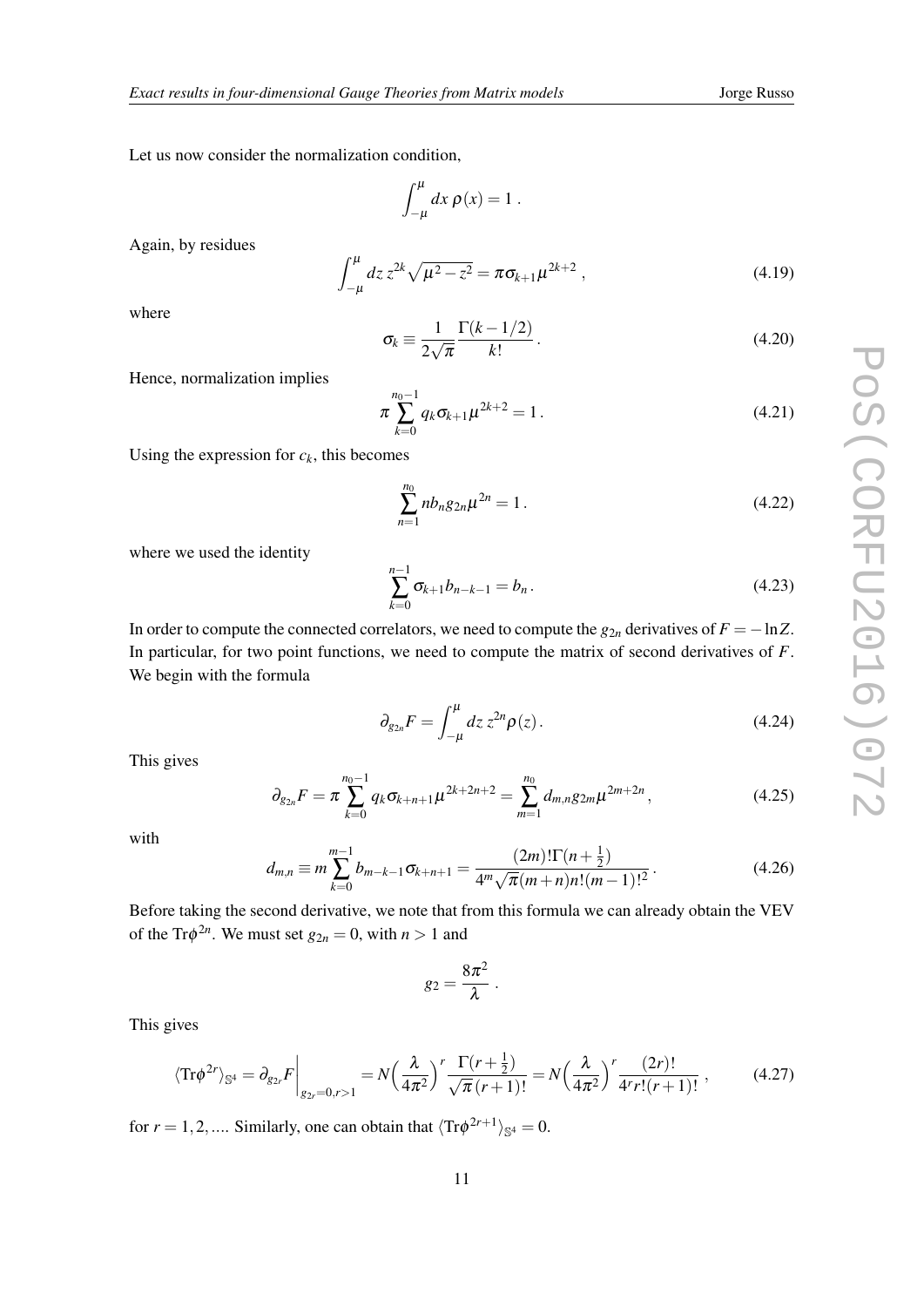Let us now consider the normalization condition,

$$\int_{-\mu}^{\mu} dx\, \rho(x) = 1 \,.$$

Again, by residues

$$\int_{-\mu}^{\mu} dz\, z^{2k} \sqrt{\mu^2 - z^2} = \pi \sigma_{k+1} \mu^{2k+2} \,, \tag{4.19}$$

where

$$\sigma_k \equiv \frac{1}{2\sqrt{\pi}} \frac{\Gamma(k-1/2)}{k!} \,. \tag{4.20}$$

Hence, normalization implies

$$\pi \sum_{k=0}^{n_0-1} q_k \sigma_{k+1} \mu^{2k+2} = 1 \,. \tag{4.21}$$

Using the expression for $c_k$, this becomes

$$\sum_{n=1}^{n_0} n b_n g_{2n} \mu^{2n} = 1 \,. \tag{4.22}$$

where we used the identity

$$\sum_{k=0}^{n-1} \sigma_{k+1} b_{n-k-1} = b_n \,. \tag{4.23}$$

In order to compute the connected correlators, we need to compute the $g_{2n}$ derivatives of $F = -\ln Z$. In particular, for two point functions, we need to compute the matrix of second derivatives of $F$. We begin with the formula

$$\partial_{g_{2n}} F = \int_{-\mu}^{\mu} dz\, z^{2n} \rho(z) \,. \tag{4.24}$$

This gives

$$\partial_{g_{2n}} F = \pi \sum_{k=0}^{n_0-1} q_k \sigma_{k+n+1} \mu^{2k+2n+2} = \sum_{m=1}^{n_0} d_{m,n} g_{2m} \mu^{2m+2n} \,, \tag{4.25}$$

with

$$d_{m,n} \equiv m \sum_{k=0}^{m-1} b_{m-k-1} \sigma_{k+n+1} = \frac{(2m)!\,\Gamma(n+\frac{1}{2})}{4^m \sqrt{\pi}(m+n) n! (m-1)!^2} \,. \tag{4.26}$$

Before taking the second derivative, we note that from this formula we can already obtain the VEV of the $\mathrm{Tr}\phi^{2n}$. We must set $g_{2n} = 0$, with $n > 1$ and

$$g_2 = \frac{8\pi^2}{\lambda} \,.$$

This gives

$$\langle \mathrm{Tr}\phi^{2r} \rangle_{\mathbb{S}^4} = \partial_{g_{2r}} F \Big|_{g_{2r}=0,\, r>1} = N \Big( \frac{\lambda}{4\pi^2} \Big)^r \frac{\Gamma(r+\frac{1}{2})}{\sqrt{\pi}\,(r+1)!} = N \Big( \frac{\lambda}{4\pi^2} \Big)^r \frac{(2r)!}{4^r r! (r+1)!} \,, \tag{4.27}$$

for $r = 1, 2, \ldots$. Similarly, one can obtain that $\langle \mathrm{Tr}\phi^{2r+1} \rangle_{\mathbb{S}^4} = 0$.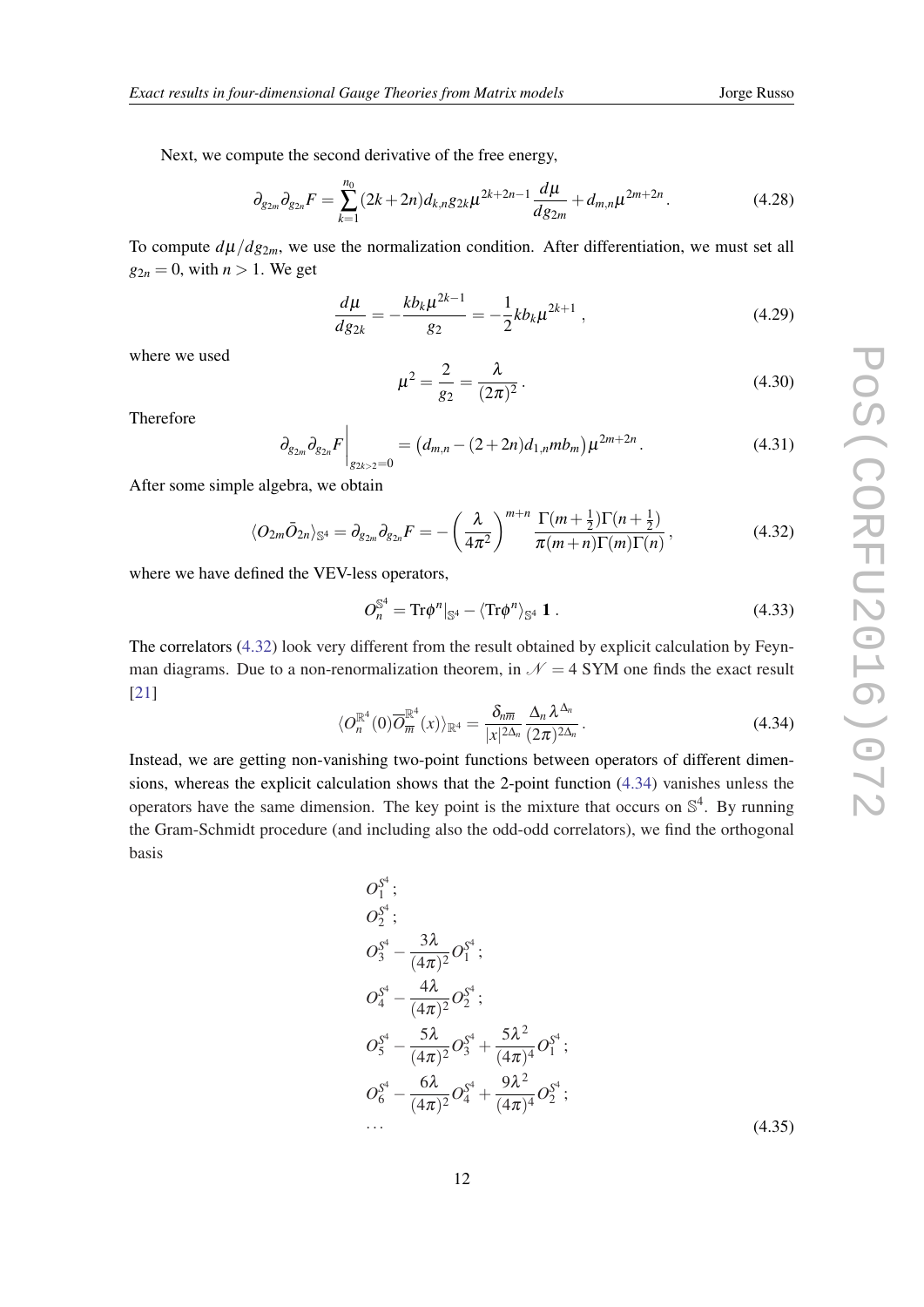Next, we compute the second derivative of the free energy,

$$\partial_{g_{2m}}\partial_{g_{2n}}F = \sum_{k=1}^{n_0}(2k+2n)d_{k,n}g_{2k}\mu^{2k+2n-1}\frac{d\mu}{dg_{2m}} + d_{m,n}\mu^{2m+2n}. \tag{4.28}$$

To compute $d\mu/dg_{2m}$, we use the normalization condition. After differentiation, we must set all $g_{2n}=0$, with $n>1$. We get

$$\frac{d\mu}{dg_{2k}} = -\frac{kb_k\mu^{2k-1}}{g_2} = -\frac{1}{2}kb_k\mu^{2k+1}\ , \tag{4.29}$$

where we used

$$\mu^2 = \frac{2}{g_2} = \frac{\lambda}{(2\pi)^2}. \tag{4.30}$$

Therefore

$$\partial_{g_{2m}}\partial_{g_{2n}}F\bigg|_{g_{2k>2}=0} = \left(d_{m,n} - (2+2n)d_{1,n}mb_m\right)\mu^{2m+2n}. \tag{4.31}$$

After some simple algebra, we obtain

$$\langle O_{2m}\bar{O}_{2n}\rangle_{\mathbb{S}^4} = \partial_{g_{2m}}\partial_{g_{2n}}F = -\left(\frac{\lambda}{4\pi^2}\right)^{m+n}\frac{\Gamma(m+\frac{1}{2})\Gamma(n+\frac{1}{2})}{\pi(m+n)\Gamma(m)\Gamma(n)}, \tag{4.32}$$

where we have defined the VEV-less operators,

$$O_n^{\mathbb{S}^4} = \mathrm{Tr}\phi^n|_{\mathbb{S}^4} - \langle \mathrm{Tr}\phi^n\rangle_{\mathbb{S}^4}\ \mathbf{1}\ . \tag{4.33}$$

The correlators (4.32) look very different from the result obtained by explicit calculation by Feynman diagrams. Due to a non-renormalization theorem, in $\mathcal{N}=4$ SYM one finds the exact result [21]

$$\langle O_n^{\mathbb{R}^4}(0)\overline{O}_{\overline{m}}^{\mathbb{R}^4}(x)\rangle_{\mathbb{R}^4} = \frac{\delta_{n\overline{m}}}{|x|^{2\Delta_n}}\frac{\Delta_n\lambda^{\Delta_n}}{(2\pi)^{2\Delta_n}}. \tag{4.34}$$

Instead, we are getting non-vanishing two-point functions between operators of different dimensions, whereas the explicit calculation shows that the 2-point function (4.34) vanishes unless the operators have the same dimension. The key point is the mixture that occurs on $\mathbb{S}^4$. By running the Gram-Schmidt procedure (and including also the odd-odd correlators), we find the orthogonal basis

$$\begin{aligned}
&O_1^{\mathbb{S}^4};\\
&O_2^{\mathbb{S}^4};\\
&O_3^{\mathbb{S}^4} - \frac{3\lambda}{(4\pi)^2}O_1^{\mathbb{S}^4};\\
&O_4^{\mathbb{S}^4} - \frac{4\lambda}{(4\pi)^2}O_2^{\mathbb{S}^4};\\
&O_5^{\mathbb{S}^4} - \frac{5\lambda}{(4\pi)^2}O_3^{\mathbb{S}^4} + \frac{5\lambda^2}{(4\pi)^4}O_1^{\mathbb{S}^4};\\
&O_6^{\mathbb{S}^4} - \frac{6\lambda}{(4\pi)^2}O_4^{\mathbb{S}^4} + \frac{9\lambda^2}{(4\pi)^4}O_2^{\mathbb{S}^4};\\
&\cdots
\end{aligned} \tag{4.35}$$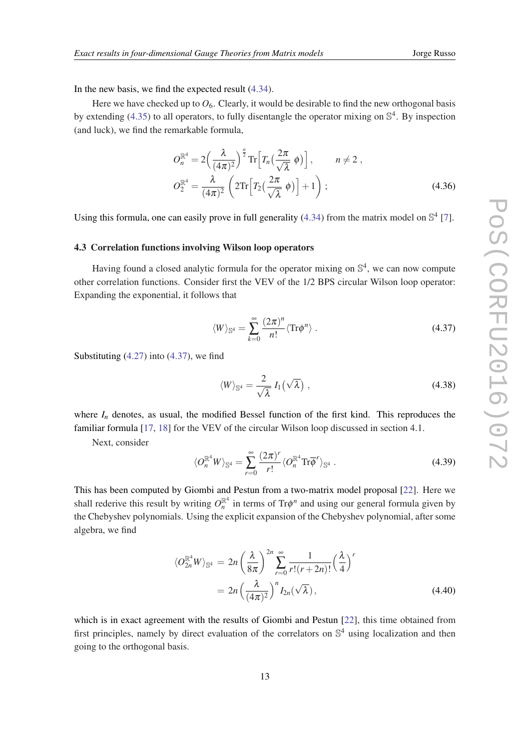In the new basis, we find the expected result (4.34).

Here we have checked up to $O_6$. Clearly, it would be desirable to find the new orthogonal basis by extending (4.35) to all operators, to fully disentangle the operator mixing on $\mathbb{S}^4$. By inspection (and luck), we find the remarkable formula,

$$
\begin{aligned}
O_n^{\mathbb{R}^4} &= 2\Big(\frac{\lambda}{(4\pi)^2}\Big)^{\frac{n}{2}}\,\mathrm{Tr}\Big[T_n\big(\frac{2\pi}{\sqrt{\lambda}}\,\phi\big)\Big]\,, \qquad n\neq 2\,,\\
O_2^{\mathbb{R}^4} &= \frac{\lambda}{(4\pi)^2}\,\left(2\mathrm{Tr}\Big[T_2\big(\frac{2\pi}{\sqrt{\lambda}}\,\phi\big)\Big]+1\right)\,;
\end{aligned}
\tag{4.36}
$$

Using this formula, one can easily prove in full generality (4.34) from the matrix model on $\mathbb{S}^4$ [7].

### 4.3 Correlation functions involving Wilson loop operators

Having found a closed analytic formula for the operator mixing on $\mathbb{S}^4$, we can now compute other correlation functions. Consider first the VEV of the 1/2 BPS circular Wilson loop operator: Expanding the exponential, it follows that

$$
\langle W\rangle_{\mathbb{S}^4} = \sum_{k=0}^{\infty}\frac{(2\pi)^n}{n!}\langle \mathrm{Tr}\phi^n\rangle\ . \tag{4.37}
$$

Substituting (4.27) into (4.37), we find

$$
\langle W\rangle_{\mathbb{S}^4} = \frac{2}{\sqrt{\lambda}}\,I_1\big(\sqrt{\lambda}\big)\ , \tag{4.38}
$$

where $I_n$ denotes, as usual, the modified Bessel function of the first kind. This reproduces the familiar formula [17, 18] for the VEV of the circular Wilson loop discussed in section 4.1.

Next, consider

$$
\langle O_n^{\mathbb{R}^4} W\rangle_{\mathbb{S}^4} = \sum_{r=0}^{\infty}\frac{(2\pi)^r}{r!}\langle O_n^{\mathbb{R}^4}\mathrm{Tr}\overline{\phi}^r\rangle_{\mathbb{S}^4}\ . \tag{4.39}
$$

This has been computed by Giombi and Pestun from a two-matrix model proposal [22]. Here we shall rederive this result by writing $O_n^{\mathbb{R}^4}$ in terms of $\mathrm{Tr}\phi^n$ and using our general formula given by the Chebyshev polynomials. Using the explicit expansion of the Chebyshev polynomial, after some algebra, we find

$$
\begin{aligned}
\langle O_{2n}^{\mathbb{R}^4} W\rangle_{\mathbb{S}^4} &= 2n\left(\frac{\lambda}{8\pi}\right)^{2n}\sum_{r=0}^{\infty}\frac{1}{r!(r+2n)!}\Big(\frac{\lambda}{4}\Big)^r\\
&= 2n\left(\frac{\lambda}{(4\pi)^2}\right)^n I_{2n}(\sqrt{\lambda})\,,
\end{aligned}
\tag{4.40}
$$

which is in exact agreement with the results of Giombi and Pestun [22], this time obtained from first principles, namely by direct evaluation of the correlators on $\mathbb{S}^4$ using localization and then going to the orthogonal basis.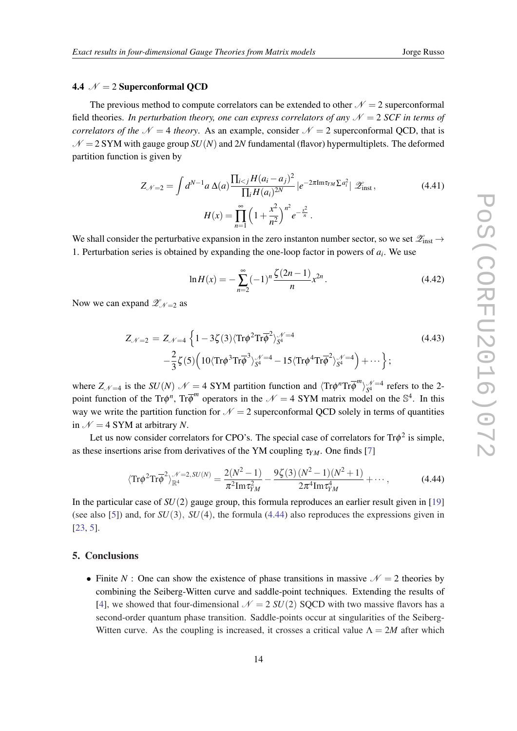### 4.4 $\mathcal{N}=2$ Superconformal QCD

The previous method to compute correlators can be extended to other $\mathcal{N}=2$ superconformal field theories. *In perturbation theory, one can express correlators of any $\mathcal{N}=2$ SCF in terms of correlators of the $\mathcal{N}=4$ theory*. As an example, consider $\mathcal{N}=2$ superconformal QCD, that is $\mathcal{N}=2$ SYM with gauge group $SU(N)$ and $2N$ fundamental (flavor) hypermultiplets. The deformed partition function is given by

$$Z_{\mathcal{N}=2} = \int d^{N-1}a\, \Delta(a) \frac{\prod_{i<j} H(a_i - a_j)^2}{\prod_i H(a_i)^{2N}} |e^{-2\pi \mathrm{Im}\tau_{YM} \sum a_i^2}|\ \mathscr{Z}_{\mathrm{inst}}\,, \tag{4.41}$$

$$H(x) = \prod_{n=1}^{\infty} \Big(1+\frac{x^2}{n^2}\Big)^{n^2} e^{-\frac{x^2}{n}}\,.$$

We shall consider the perturbative expansion in the zero instanton number sector, so we set $\mathscr{Z}_{\mathrm{inst}} \to 1$. Perturbation series is obtained by expanding the one-loop factor in powers of $a_i$. We use

$$\ln H(x) = -\sum_{n=2}^{\infty} (-1)^n \frac{\zeta(2n-1)}{n} x^{2n}\,. \tag{4.42}$$

Now we can expand $\mathscr{Z}_{\mathcal{N}=2}$ as

$$\begin{aligned} Z_{\mathcal{N}=2} = Z_{\mathcal{N}=4} \Big\{ & 1 - 3\zeta(3) \langle \mathrm{Tr}\phi^2 \mathrm{Tr}\overline{\phi}^2 \rangle_{S^4}^{\mathcal{N}=4} \\ & - \frac{2}{3}\zeta(5) \Big( 10 \langle \mathrm{Tr}\phi^3 \mathrm{Tr}\overline{\phi}^3 \rangle_{S^4}^{\mathcal{N}=4} - 15 \langle \mathrm{Tr}\phi^4 \mathrm{Tr}\overline{\phi}^2 \rangle_{S^4}^{\mathcal{N}=4} \Big) + \cdots \Big\}\,; \end{aligned} \tag{4.43}$$

where $Z_{\mathcal{N}=4}$ is the $SU(N)$ $\mathcal{N}=4$ SYM partition function and $\langle \mathrm{Tr}\phi^n \mathrm{Tr}\overline{\phi}^m \rangle_{S^4}^{\mathcal{N}=4}$ refers to the 2-point function of the $\mathrm{Tr}\phi^n$, $\mathrm{Tr}\overline{\phi}^m$ operators in the $\mathcal{N}=4$ SYM matrix model on the $\mathbb{S}^4$. In this way we write the partition function for $\mathcal{N}=2$ superconformal QCD solely in terms of quantities in $\mathcal{N}=4$ SYM at arbitrary $N$.

Let us now consider correlators for CPO's. The special case of correlators for $\mathrm{Tr}\phi^2$ is simple, as these insertions arise from derivatives of the YM coupling $\tau_{YM}$. One finds [7]

$$\langle \mathrm{Tr}\phi^2 \mathrm{Tr}\overline{\phi}^2 \rangle_{\mathbb{R}^4}^{\mathcal{N}=2, SU(N)} = \frac{2(N^2-1)}{\pi^2 \mathrm{Im}\tau_{YM}^2} - \frac{9\zeta(3)(N^2-1)(N^2+1)}{2\pi^4 \mathrm{Im}\tau_{YM}^4} + \cdots\,, \tag{4.44}$$

In the particular case of $SU(2)$ gauge group, this formula reproduces an earlier result given in [19] (see also [5]) and, for $SU(3)$, $SU(4)$, the formula (4.44) also reproduces the expressions given in [23, 5].

## 5. Conclusions

- Finite $N$ : One can show the existence of phase transitions in massive $\mathcal{N}=2$ theories by combining the Seiberg-Witten curve and saddle-point techniques. Extending the results of [4], we showed that four-dimensional $\mathcal{N}=2$ $SU(2)$ SQCD with two massive flavors has a second-order quantum phase transition. Saddle-points occur at singularities of the Seiberg-Witten curve. As the coupling is increased, it crosses a critical value $\Lambda = 2M$ after which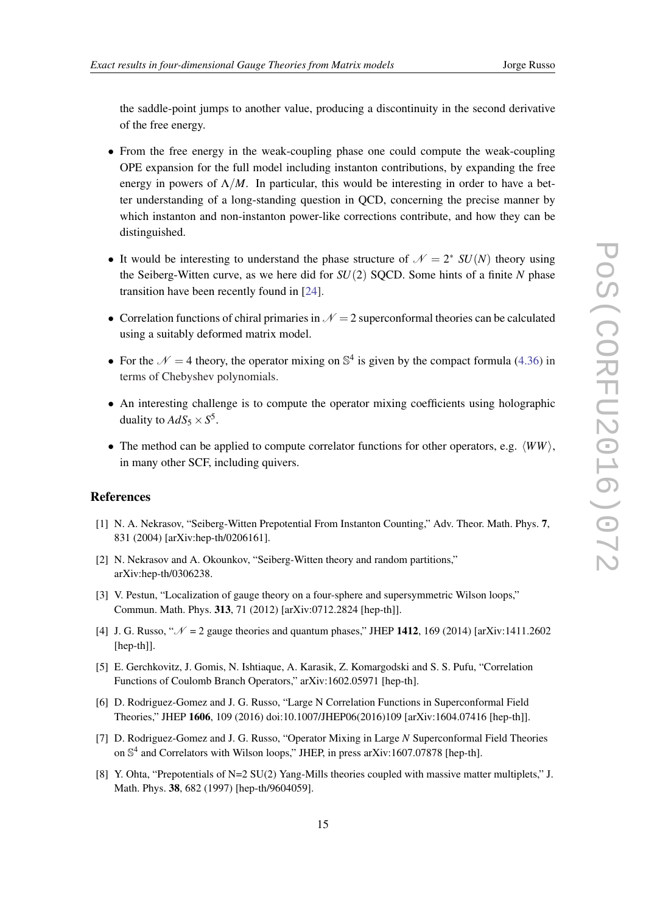the saddle-point jumps to another value, producing a discontinuity in the second derivative of the free energy.

- From the free energy in the weak-coupling phase one could compute the weak-coupling OPE expansion for the full model including instanton contributions, by expanding the free energy in powers of $\Lambda/M$. In particular, this would be interesting in order to have a better understanding of a long-standing question in QCD, concerning the precise manner by which instanton and non-instanton power-like corrections contribute, and how they can be distinguished.

- It would be interesting to understand the phase structure of $\mathcal{N} = 2^*$ $SU(N)$ theory using the Seiberg-Witten curve, as we here did for $SU(2)$ SQCD. Some hints of a finite $N$ phase transition have been recently found in [24].

- Correlation functions of chiral primaries in $\mathcal{N} = 2$ superconformal theories can be calculated using a suitably deformed matrix model.

- For the $\mathcal{N} = 4$ theory, the operator mixing on $\mathbb{S}^4$ is given by the compact formula (4.36) in terms of Chebyshev polynomials.

- An interesting challenge is to compute the operator mixing coefficients using holographic duality to $AdS_5 \times S^5$.

- The method can be applied to compute correlator functions for other operators, e.g. $\langle WW \rangle$, in many other SCF, including quivers.

## References

[1] N. A. Nekrasov, "Seiberg-Witten Prepotential From Instanton Counting," Adv. Theor. Math. Phys. **7**, 831 (2004) [arXiv:hep-th/0206161].

[2] N. Nekrasov and A. Okounkov, "Seiberg-Witten theory and random partitions," arXiv:hep-th/0306238.

[3] V. Pestun, "Localization of gauge theory on a four-sphere and supersymmetric Wilson loops," Commun. Math. Phys. **313**, 71 (2012) [arXiv:0712.2824 [hep-th]].

[4] J. G. Russo, "$\mathcal{N}$ = 2 gauge theories and quantum phases," JHEP **1412**, 169 (2014) [arXiv:1411.2602 [hep-th]].

[5] E. Gerchkovitz, J. Gomis, N. Ishtiaque, A. Karasik, Z. Komargodski and S. S. Pufu, "Correlation Functions of Coulomb Branch Operators," arXiv:1602.05971 [hep-th].

[6] D. Rodriguez-Gomez and J. G. Russo, "Large N Correlation Functions in Superconformal Field Theories," JHEP **1606**, 109 (2016) doi:10.1007/JHEP06(2016)109 [arXiv:1604.07416 [hep-th]].

[7] D. Rodriguez-Gomez and J. G. Russo, "Operator Mixing in Large $N$ Superconformal Field Theories on $\mathbb{S}^4$ and Correlators with Wilson loops," JHEP, in press arXiv:1607.07878 [hep-th].

[8] Y. Ohta, "Prepotentials of N=2 SU(2) Yang-Mills theories coupled with massive matter multiplets," J. Math. Phys. **38**, 682 (1997) [hep-th/9604059].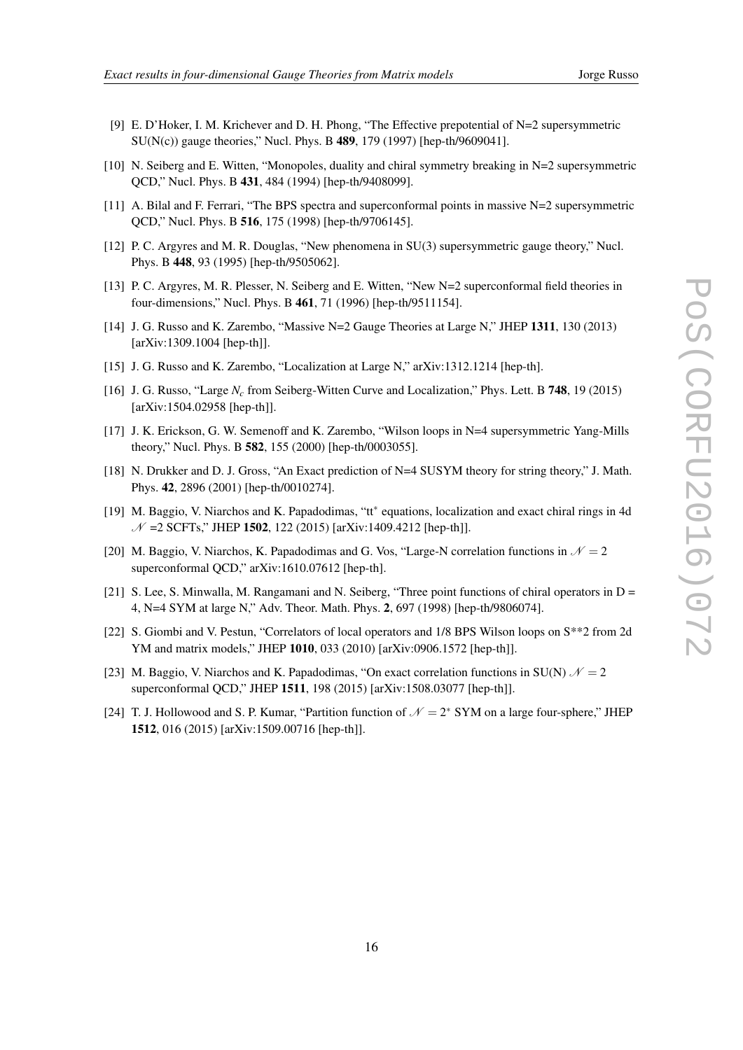[9] E. D'Hoker, I. M. Krichever and D. H. Phong, "The Effective prepotential of N=2 supersymmetric SU(N(c)) gauge theories," Nucl. Phys. B **489**, 179 (1997) [hep-th/9609041].

[10] N. Seiberg and E. Witten, "Monopoles, duality and chiral symmetry breaking in N=2 supersymmetric QCD," Nucl. Phys. B **431**, 484 (1994) [hep-th/9408099].

[11] A. Bilal and F. Ferrari, "The BPS spectra and superconformal points in massive N=2 supersymmetric QCD," Nucl. Phys. B **516**, 175 (1998) [hep-th/9706145].

[12] P. C. Argyres and M. R. Douglas, "New phenomena in SU(3) supersymmetric gauge theory," Nucl. Phys. B **448**, 93 (1995) [hep-th/9505062].

[13] P. C. Argyres, M. R. Plesser, N. Seiberg and E. Witten, "New N=2 superconformal field theories in four-dimensions," Nucl. Phys. B **461**, 71 (1996) [hep-th/9511154].

[14] J. G. Russo and K. Zarembo, "Massive N=2 Gauge Theories at Large N," JHEP **1311**, 130 (2013) [arXiv:1309.1004 [hep-th]].

[15] J. G. Russo and K. Zarembo, "Localization at Large N," arXiv:1312.1214 [hep-th].

[16] J. G. Russo, "Large $N_c$ from Seiberg-Witten Curve and Localization," Phys. Lett. B **748**, 19 (2015) [arXiv:1504.02958 [hep-th]].

[17] J. K. Erickson, G. W. Semenoff and K. Zarembo, "Wilson loops in N=4 supersymmetric Yang-Mills theory," Nucl. Phys. B **582**, 155 (2000) [hep-th/0003055].

[18] N. Drukker and D. J. Gross, "An Exact prediction of N=4 SUSYM theory for string theory," J. Math. Phys. **42**, 2896 (2001) [hep-th/0010274].

[19] M. Baggio, V. Niarchos and K. Papadodimas, "tt$^*$ equations, localization and exact chiral rings in 4d $\mathcal{N}$ =2 SCFTs," JHEP **1502**, 122 (2015) [arXiv:1409.4212 [hep-th]].

[20] M. Baggio, V. Niarchos, K. Papadodimas and G. Vos, "Large-N correlation functions in $\mathcal{N}=2$ superconformal QCD," arXiv:1610.07612 [hep-th].

[21] S. Lee, S. Minwalla, M. Rangamani and N. Seiberg, "Three point functions of chiral operators in D = 4, N=4 SYM at large N," Adv. Theor. Math. Phys. **2**, 697 (1998) [hep-th/9806074].

[22] S. Giombi and V. Pestun, "Correlators of local operators and 1/8 BPS Wilson loops on S**2 from 2d YM and matrix models," JHEP **1010**, 033 (2010) [arXiv:0906.1572 [hep-th]].

[23] M. Baggio, V. Niarchos and K. Papadodimas, "On exact correlation functions in SU(N) $\mathcal{N}=2$ superconformal QCD," JHEP **1511**, 198 (2015) [arXiv:1508.03077 [hep-th]].

[24] T. J. Hollowood and S. P. Kumar, "Partition function of $\mathcal{N}=2^*$ SYM on a large four-sphere," JHEP **1512**, 016 (2015) [arXiv:1509.00716 [hep-th]].